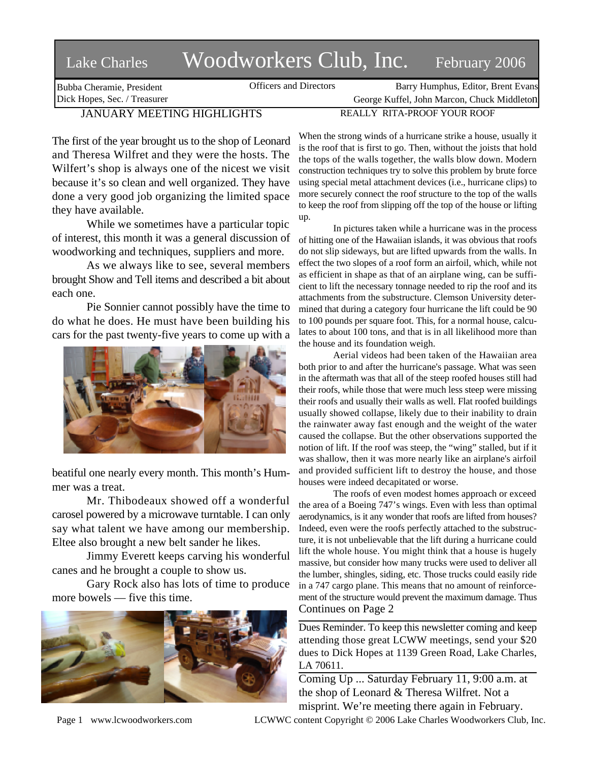# Lake Charles Woodworkers Club, Inc. February 2006

Bubba Cheramie, President
Dick Hopes, Sec. / Treasurer

Officers and Directors

Barry Humphus, Editor, Brent Evans
George Kuffel, John Marcon, Chuck Middleton

## JANUARY MEETING HIGHLIGHTS

The first of the year brought us to the shop of Leonard and Theresa Wilfret and they were the hosts. The Wilfert's shop is always one of the nicest we visit because it's so clean and well organized. They have done a very good job organizing the limited space they have available.

While we sometimes have a particular topic of interest, this month it was a general discussion of woodworking and techniques, suppliers and more.

As we always like to see, several members brought Show and Tell items and described a bit about each one.

Pie Sonnier cannot possibly have the time to do what he does. He must have been building his cars for the past twenty-five years to come up with a beatiful one nearly every month. This month's Hummer was a treat.

Mr. Thibodeaux showed off a wonderful carosel powered by a microwave turntable. I can only say what talent we have among our membership. Eltee also brought a new belt sander he likes.

Jimmy Everett keeps carving his wonderful canes and he brought a couple to show us.

Gary Rock also has lots of time to produce more bowels — five this time.

## REALLY RITA-PROOF YOUR ROOF

When the strong winds of a hurricane strike a house, usually it is the roof that is first to go. Then, without the joists that hold the tops of the walls together, the walls blow down. Modern construction techniques try to solve this problem by brute force using special metal attachment devices (i.e., hurricane clips) to more securely connect the roof structure to the top of the walls to keep the roof from slipping off the top of the house or lifting up.

In pictures taken while a hurricane was in the process of hitting one of the Hawaiian islands, it was obvious that roofs do not slip sideways, but are lifted upwards from the walls. In effect the two slopes of a roof form an airfoil, which, while not as efficient in shape as that of an airplane wing, can be sufficient to lift the necessary tonnage needed to rip the roof and its attachments from the substructure. Clemson University determined that during a category four hurricane the lift could be 90 to 100 pounds per square foot. This, for a normal house, calculates to about 100 tons, and that is in all likelihood more than the house and its foundation weigh.

Aerial videos had been taken of the Hawaiian area both prior to and after the hurricane's passage. What was seen in the aftermath was that all of the steep roofed houses still had their roofs, while those that were much less steep were missing their roofs and usually their walls as well. Flat roofed buildings usually showed collapse, likely due to their inability to drain the rainwater away fast enough and the weight of the water caused the collapse. But the other observations supported the notion of lift. If the roof was steep, the "wing" stalled, but if it was shallow, then it was more nearly like an airplane's airfoil and provided sufficient lift to destroy the house, and those houses were indeed decapitated or worse.

The roofs of even modest homes approach or exceed the area of a Boeing 747's wings. Even with less than optimal aerodynamics, is it any wonder that roofs are lifted from houses? Indeed, even were the roofs perfectly attached to the substructure, it is not unbelievable that the lift during a hurricane could lift the whole house. You might think that a house is hugely massive, but consider how many trucks were used to deliver all the lumber, shingles, siding, etc. Those trucks could easily ride in a 747 cargo plane. This means that no amount of reinforcement of the structure would prevent the maximum damage. Thus Continues on Page 2

---

Dues Reminder. To keep this newsletter coming and keep attending those great LCWW meetings, send your $20 dues to Dick Hopes at 1139 Green Road, Lake Charles, LA 70611.

---

Coming Up ... Saturday February 11, 9:00 a.m. at the shop of Leonard & Theresa Wilfret. Not a misprint. We're meeting there again in February.

www.lcwoodworkers.com LCWWC content Copyright © 2006 Lake Charles Woodworkers Club, Inc.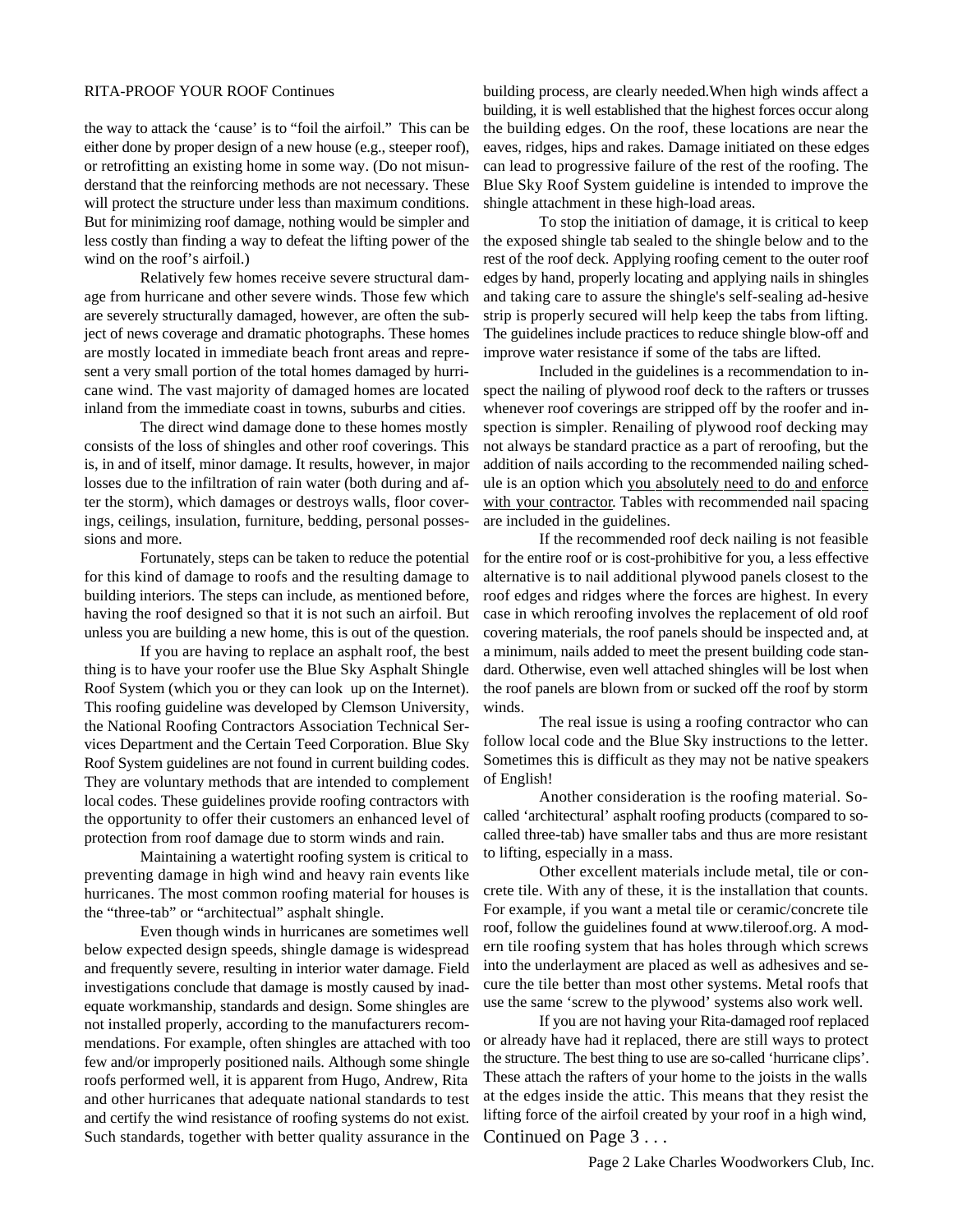RITA-PROOF YOUR ROOF Continues

the way to attack the 'cause' is to "foil the airfoil." This can be either done by proper design of a new house (e.g., steeper roof), or retrofitting an existing home in some way. (Do not misunderstand that the reinforcing methods are not necessary. These will protect the structure under less than maximum conditions. But for minimizing roof damage, nothing would be simpler and less costly than finding a way to defeat the lifting power of the wind on the roof's airfoil.)

Relatively few homes receive severe structural damage from hurricane and other severe winds. Those few which are severely structurally damaged, however, are often the subject of news coverage and dramatic photographs. These homes are mostly located in immediate beach front areas and represent a very small portion of the total homes damaged by hurricane wind. The vast majority of damaged homes are located inland from the immediate coast in towns, suburbs and cities.

The direct wind damage done to these homes mostly consists of the loss of shingles and other roof coverings. This is, in and of itself, minor damage. It results, however, in major losses due to the infiltration of rain water (both during and after the storm), which damages or destroys walls, floor coverings, ceilings, insulation, furniture, bedding, personal possessions and more.

Fortunately, steps can be taken to reduce the potential for this kind of damage to roofs and the resulting damage to building interiors. The steps can include, as mentioned before, having the roof designed so that it is not such an airfoil. But unless you are building a new home, this is out of the question.

If you are having to replace an asphalt roof, the best thing is to have your roofer use the Blue Sky Asphalt Shingle Roof System (which you or they can look up on the Internet). This roofing guideline was developed by Clemson University, the National Roofing Contractors Association Technical Services Department and the Certain Teed Corporation. Blue Sky Roof System guidelines are not found in current building codes. They are voluntary methods that are intended to complement local codes. These guidelines provide roofing contractors with the opportunity to offer their customers an enhanced level of protection from roof damage due to storm winds and rain.

Maintaining a watertight roofing system is critical to preventing damage in high wind and heavy rain events like hurricanes. The most common roofing material for houses is the "three-tab" or "architectual" asphalt shingle.

Even though winds in hurricanes are sometimes well below expected design speeds, shingle damage is widespread and frequently severe, resulting in interior water damage. Field investigations conclude that damage is mostly caused by inadequate workmanship, standards and design. Some shingles are not installed properly, according to the manufacturers recommendations. For example, often shingles are attached with too few and/or improperly positioned nails. Although some shingle roofs performed well, it is apparent from Hugo, Andrew, Rita and other hurricanes that adequate national standards to test and certify the wind resistance of roofing systems do not exist. Such standards, together with better quality assurance in the building process, are clearly needed.When high winds affect a building, it is well established that the highest forces occur along the building edges. On the roof, these locations are near the eaves, ridges, hips and rakes. Damage initiated on these edges can lead to progressive failure of the rest of the roofing. The Blue Sky Roof System guideline is intended to improve the shingle attachment in these high-load areas.

To stop the initiation of damage, it is critical to keep the exposed shingle tab sealed to the shingle below and to the rest of the roof deck. Applying roofing cement to the outer roof edges by hand, properly locating and applying nails in shingles and taking care to assure the shingle's self-sealing ad-hesive strip is properly secured will help keep the tabs from lifting. The guidelines include practices to reduce shingle blow-off and improve water resistance if some of the tabs are lifted.

Included in the guidelines is a recommendation to inspect the nailing of plywood roof deck to the rafters or trusses whenever roof coverings are stripped off by the roofer and inspection is simpler. Renailing of plywood roof decking may not always be standard practice as a part of reroofing, but the addition of nails according to the recommended nailing schedule is an option which <u>you absolutely need to do and enforce with your contractor</u>. Tables with recommended nail spacing are included in the guidelines.

If the recommended roof deck nailing is not feasible for the entire roof or is cost-prohibitive for you, a less effective alternative is to nail additional plywood panels closest to the roof edges and ridges where the forces are highest. In every case in which reroofing involves the replacement of old roof covering materials, the roof panels should be inspected and, at a minimum, nails added to meet the present building code standard. Otherwise, even well attached shingles will be lost when the roof panels are blown from or sucked off the roof by storm winds.

The real issue is using a roofing contractor who can follow local code and the Blue Sky instructions to the letter. Sometimes this is difficult as they may not be native speakers of English!

Another consideration is the roofing material. So-called 'architectural' asphalt roofing products (compared to so-called three-tab) have smaller tabs and thus are more resistant to lifting, especially in a mass.

Other excellent materials include metal, tile or concrete tile. With any of these, it is the installation that counts. For example, if you want a metal tile or ceramic/concrete tile roof, follow the guidelines found at www.tileroof.org. A modern tile roofing system that has holes through which screws into the underlayment are placed as well as adhesives and secure the tile better than most other systems. Metal roofs that use the same 'screw to the plywood' systems also work well.

If you are not having your Rita-damaged roof replaced or already have had it replaced, there are still ways to protect the structure. The best thing to use are so-called 'hurricane clips'. These attach the rafters of your home to the joists in the walls at the edges inside the attic. This means that they resist the lifting force of the airfoil created by your roof in a high wind,

Continued on Page 3 . . .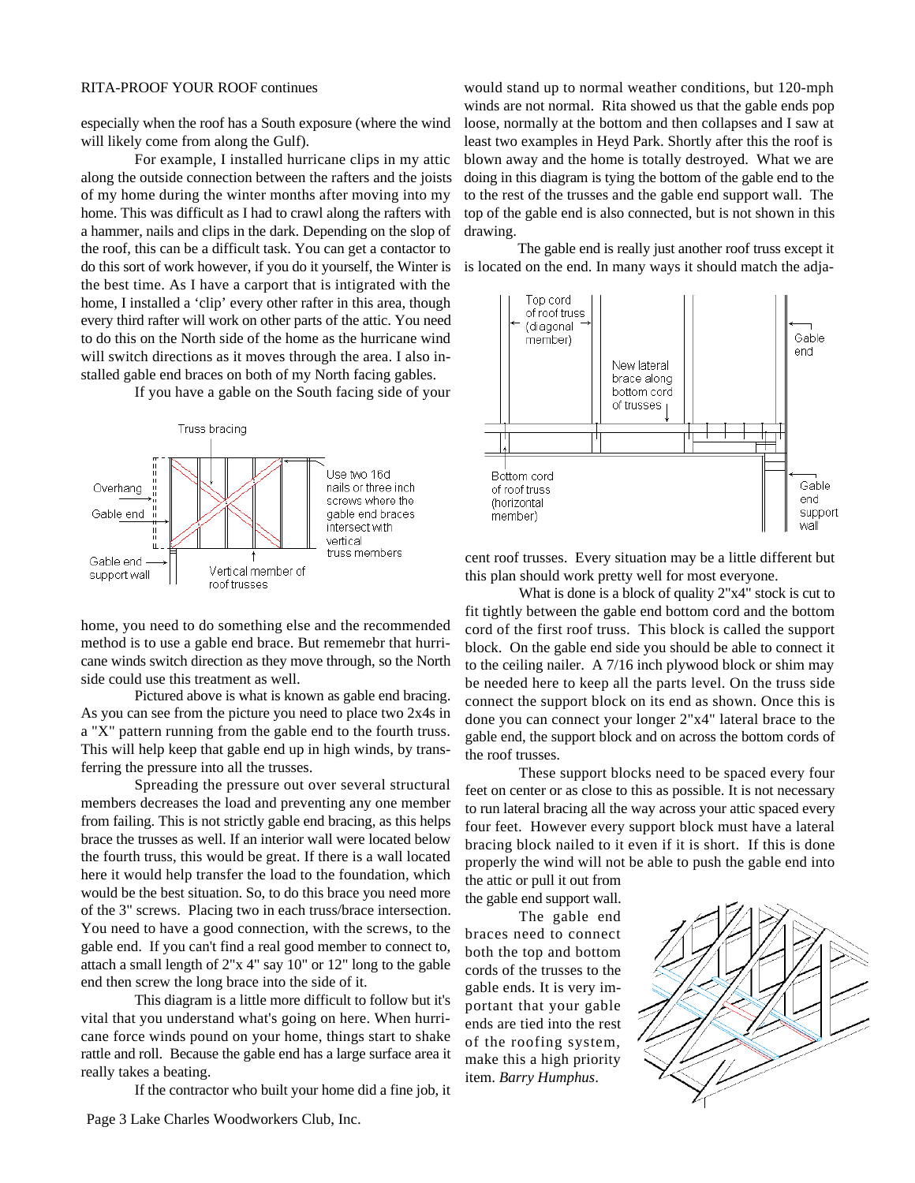RITA-PROOF YOUR ROOF continues

especially when the roof has a South exposure (where the wind will likely come from along the Gulf).

For example, I installed hurricane clips in my attic along the outside connection between the rafters and the joists of my home during the winter months after moving into my home. This was difficult as I had to crawl along the rafters with a hammer, nails and clips in the dark. Depending on the slop of the roof, this can be a difficult task. You can get a contactor to do this sort of work however, if you do it yourself, the Winter is the best time. As I have a carport that is intigrated with the home, I installed a 'clip' every other rafter in this area, though every third rafter will work on other parts of the attic. You need to do this on the North side of the home as the hurricane wind will switch directions as it moves through the area. I also installed gable end braces on both of my North facing gables.

If you have a gable on the South facing side of your

Truss bracing

Overhang

Gable end

Gable end support wall

Vertical member of roof trusses

Use two 16d nails or three inch screws where the gable end braces intersect with vertical truss members

home, you need to do something else and the recommended method is to use a gable end brace. But rememebr that hurricane winds switch direction as they move through, so the North side could use this treatment as well.

Pictured above is what is known as gable end bracing. As you can see from the picture you need to place two 2x4s in a "X" pattern running from the gable end to the fourth truss. This will help keep that gable end up in high winds, by transferring the pressure into all the trusses.

Spreading the pressure out over several structural members decreases the load and preventing any one member from failing. This is not strictly gable end bracing, as this helps brace the trusses as well. If an interior wall were located below the fourth truss, this would be great. If there is a wall located here it would help transfer the load to the foundation, which would be the best situation. So, to do this brace you need more of the 3" screws. Placing two in each truss/brace intersection. You need to have a good connection, with the screws, to the gable end. If you can't find a real good member to connect to, attach a small length of 2"x 4" say 10" or 12" long to the gable end then screw the long brace into the side of it.

This diagram is a little more difficult to follow but it's vital that you understand what's going on here. When hurricane force winds pound on your home, things start to shake rattle and roll. Because the gable end has a large surface area it really takes a beating.

If the contractor who built your home did a fine job, it would stand up to normal weather conditions, but 120-mph winds are not normal. Rita showed us that the gable ends pop loose, normally at the bottom and then collapses and I saw at least two examples in Heyd Park. Shortly after this the roof is blown away and the home is totally destroyed. What we are doing in this diagram is tying the bottom of the gable end to the to the rest of the trusses and the gable end support wall. The top of the gable end is also connected, but is not shown in this drawing.

The gable end is really just another roof truss except it is located on the end. In many ways it should match the adja-

Top cord of roof truss (diagonal member)

New lateral brace along bottom cord of trusses

Gable end

Bottom cord of roof truss (horizontal member)

Gable end support wall

cent roof trusses. Every situation may be a little different but this plan should work pretty well for most everyone.

What is done is a block of quality 2"x4" stock is cut to fit tightly between the gable end bottom cord and the bottom cord of the first roof truss. This block is called the support block. On the gable end side you should be able to connect it to the ceiling nailer. A 7/16 inch plywood block or shim may be needed here to keep all the parts level. On the truss side connect the support block on its end as shown. Once this is done you can connect your longer 2"x4" lateral brace to the gable end, the support block and on across the bottom cords of the roof trusses.

These support blocks need to be spaced every four feet on center or as close to this as possible. It is not necessary to run lateral bracing all the way across your attic spaced every four feet. However every support block must have a lateral bracing block nailed to it even if it is short. If this is done properly the wind will not be able to push the gable end into the attic or pull it out from the gable end support wall.

The gable end braces need to connect both the top and bottom cords of the trusses to the gable ends. It is very important that your gable ends are tied into the rest of the roofing system, make this a high priority item. *Barry Humphus*.